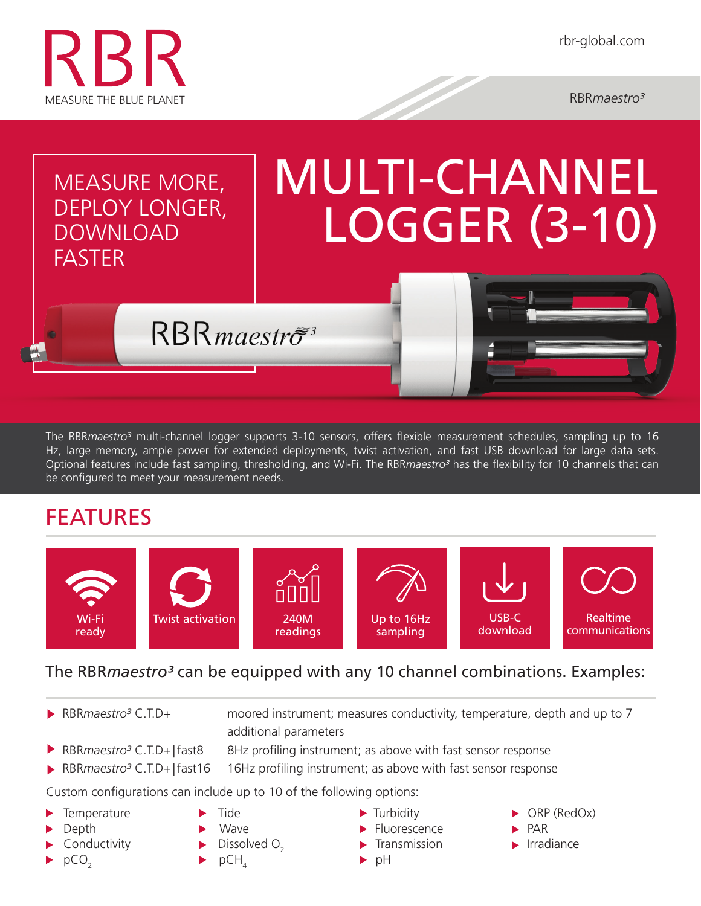# RBR

MEASURE THE BLUE PLANET

rbr-global.com

RBR*maestro³*

MEASURE MORE, DEPLOY LONGER, DOWNLOAD FASTER

# MULTI-CHANNEL LOGGER (3-10)

The RBR*maestro³* multi-channel logger supports 3-10 sensors, offers flexible measurement schedules, sampling up to 16 Hz, large memory, ample power for extended deployments, twist activation, and fast USB download for large data sets. Optional features include fast sampling, thresholding, and Wi-Fi. The RBR*maestro³* has the flexibility for 10 channels that can be configured to meet your measurement needs.

## FEATURES

- Wi-Fi ready
- Twist activation
- 240M readings
- Up to 16Hz sampling
- USB-C download
- Realtime communications

### The RBR*maestro³* can be equipped with any 10 channel combinations. Examples:

- RBR*maestro³* C.T.D+ — moored instrument; measures conductivity, temperature, depth and up to 7 additional parameters
- RBR*maestro³* C.T.D+|fast8 — 8Hz profiling instrument; as above with fast sensor response
- RBR*maestro³* C.T.D+|fast16 — 16Hz profiling instrument; as above with fast sensor response

Custom configurations can include up to 10 of the following options:

- Temperature
- Depth
- Conductivity
- $pCO_2$
- Tide
- Wave
- Dissolved $O_2$
- $pCH_4$
- Turbidity
- Fluorescence
- Transmission
- pH
- ORP (RedOx)
- PAR
- Irradiance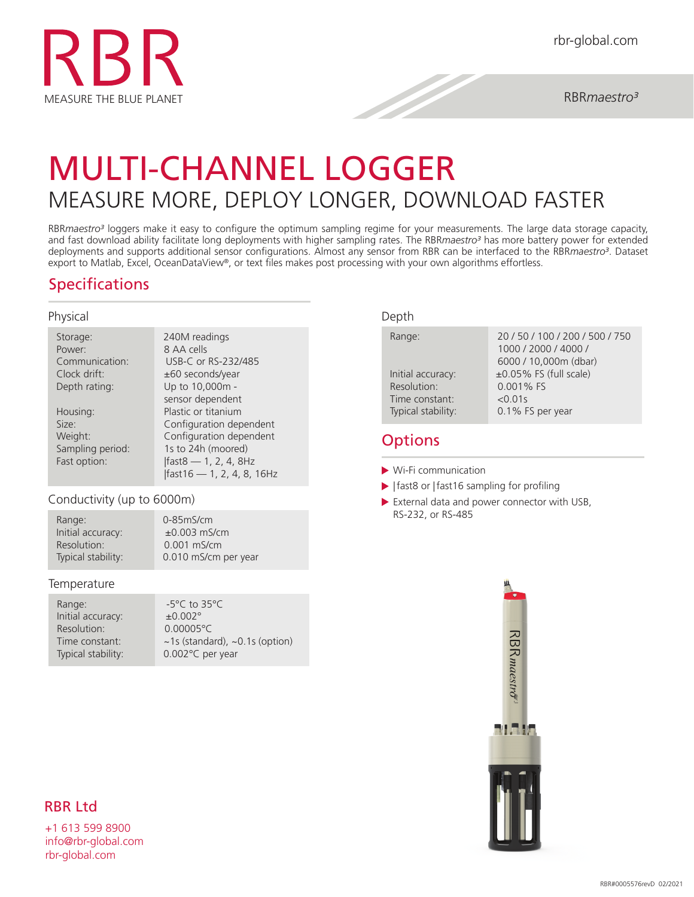RBR

MEASURE THE BLUE PLANET

rbr-global.com

RBR*maestro³*

# MULTI-CHANNEL LOGGER

## MEASURE MORE, DEPLOY LONGER, DOWNLOAD FASTER

RBR*maestro³* loggers make it easy to configure the optimum sampling regime for your measurements. The large data storage capacity, and fast download ability facilitate long deployments with higher sampling rates. The RBR*maestro³* has more battery power for extended deployments and supports additional sensor configurations. Almost any sensor from RBR can be interfaced to the RBR*maestro³*. Dataset export to Matlab, Excel, OceanDataView®, or text files makes post processing with your own algorithms effortless.

## Specifications

### Physical

| | |
|---|---|
| Storage: | 240M readings |
| Power: | 8 AA cells |
| Communication: | USB-C or RS-232/485 |
| Clock drift: | ±60 seconds/year |
| Depth rating: | Up to 10,000m - sensor dependent |
| Housing: | Plastic or titanium |
| Size: | Configuration dependent |
| Weight: | Configuration dependent |
| Sampling period: | 1s to 24h (moored) |
| Fast option: | \|fast8 — 1, 2, 4, 8Hz<br>\|fast16 — 1, 2, 4, 8, 16Hz |

### Conductivity (up to 6000m)

| | |
|---|---|
| Range: | 0-85mS/cm |
| Initial accuracy: | ±0.003 mS/cm |
| Resolution: | 0.001 mS/cm |
| Typical stability: | 0.010 mS/cm per year |

### Temperature

| | |
|---|---|
| Range: | -5°C to 35°C |
| Initial accuracy: | ±0.002° |
| Resolution: | 0.00005°C |
| Time constant: | ~1s (standard), ~0.1s (option) |
| Typical stability: | 0.002°C per year |

### Depth

| | |
|---|---|
| Range: | 20 / 50 / 100 / 200 / 500 / 750 1000 / 2000 / 4000 / 6000 / 10,000m (dbar) |
| Initial accuracy: | ±0.05% FS (full scale) |
| Resolution: | 0.001% FS |
| Time constant: | <0.01s |
| Typical stability: | 0.1% FS per year |

## Options

- Wi-Fi communication
- |fast8 or |fast16 sampling for profiling
- External data and power connector with USB, RS-232, or RS-485

## RBR Ltd

+1 613 599 8900
info@rbr-global.com
rbr-global.com

RBR#0005576revD 02/2021